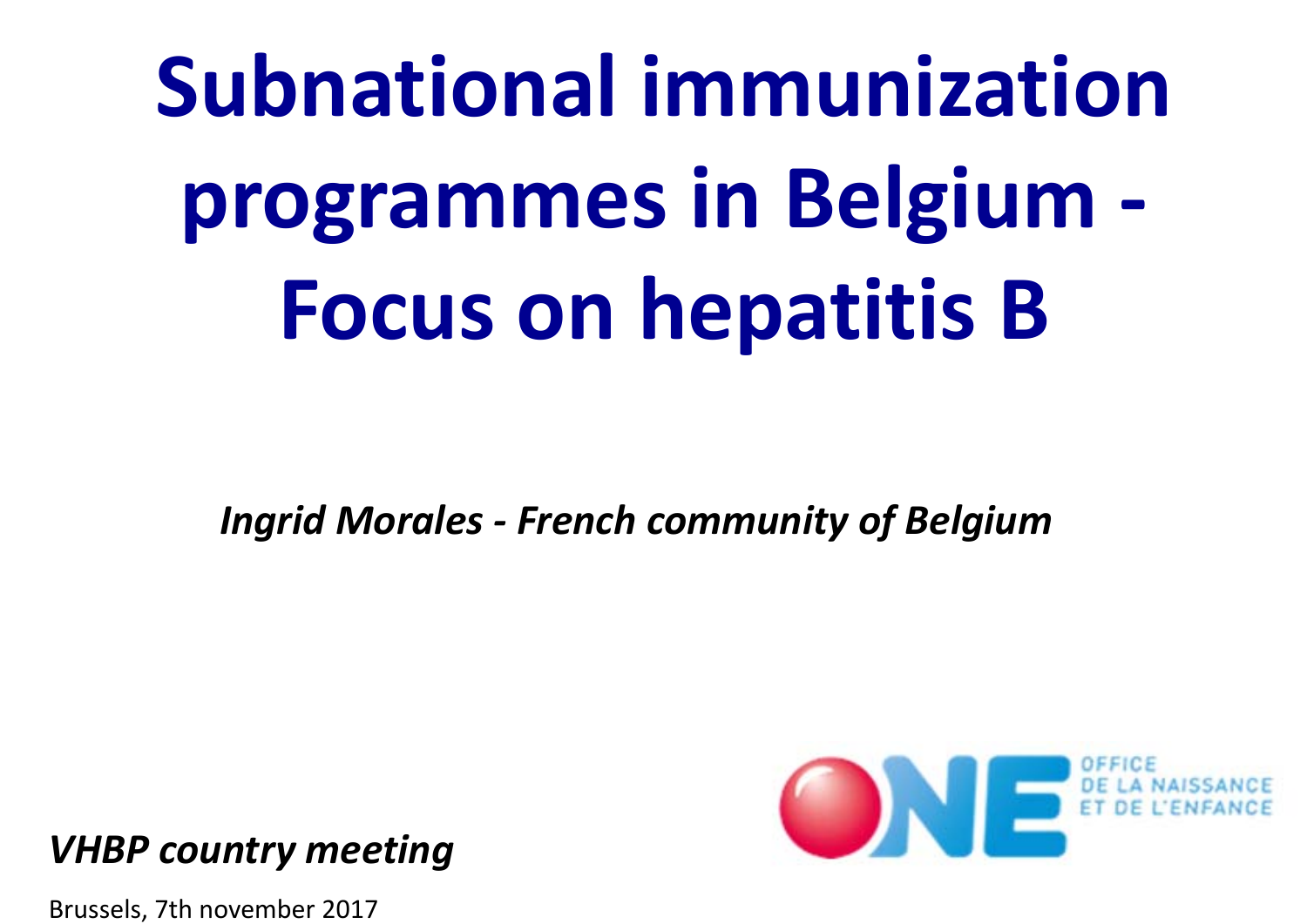# Subnational immunization programmes in Belgium - Focus on hepatitis B

*Ingrid Morales - French community of Belgium*

OFFICE DE LA NAISSANCE ET DE L'ENFANCE

*VHBP country meeting*

Brussels, 7th november 2017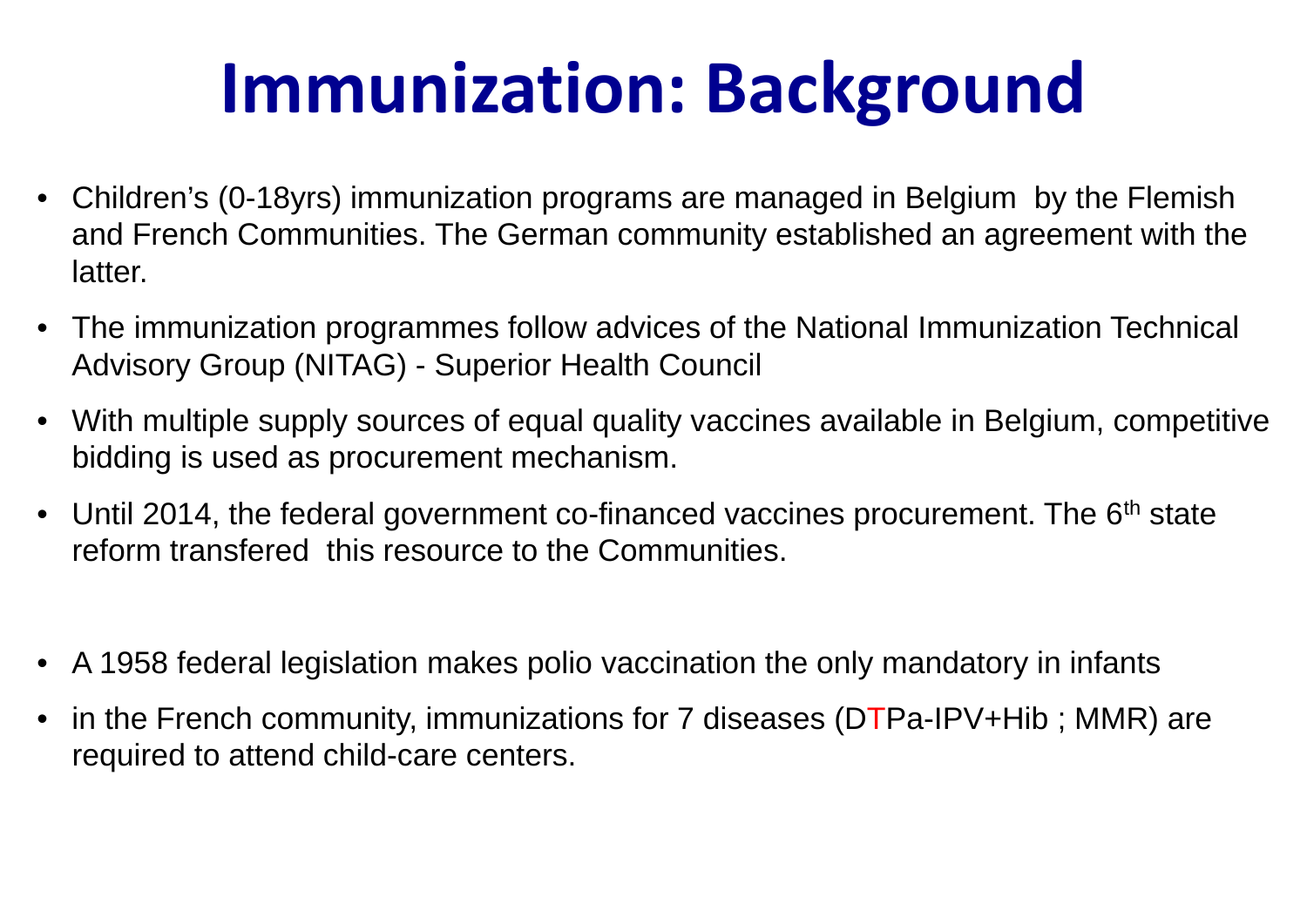# Immunization: Background

- Children's (0-18yrs) immunization programs are managed in Belgium by the Flemish and French Communities. The German community established an agreement with the latter.
- The immunization programmes follow advices of the National Immunization Technical Advisory Group (NITAG) - Superior Health Council
- With multiple supply sources of equal quality vaccines available in Belgium, competitive bidding is used as procurement mechanism.
- Until 2014, the federal government co-financed vaccines procurement. The 6th state reform transfered this resource to the Communities.

- A 1958 federal legislation makes polio vaccination the only mandatory in infants
- in the French community, immunizations for 7 diseases (DTPa-IPV+Hib ; MMR) are required to attend child-care centers.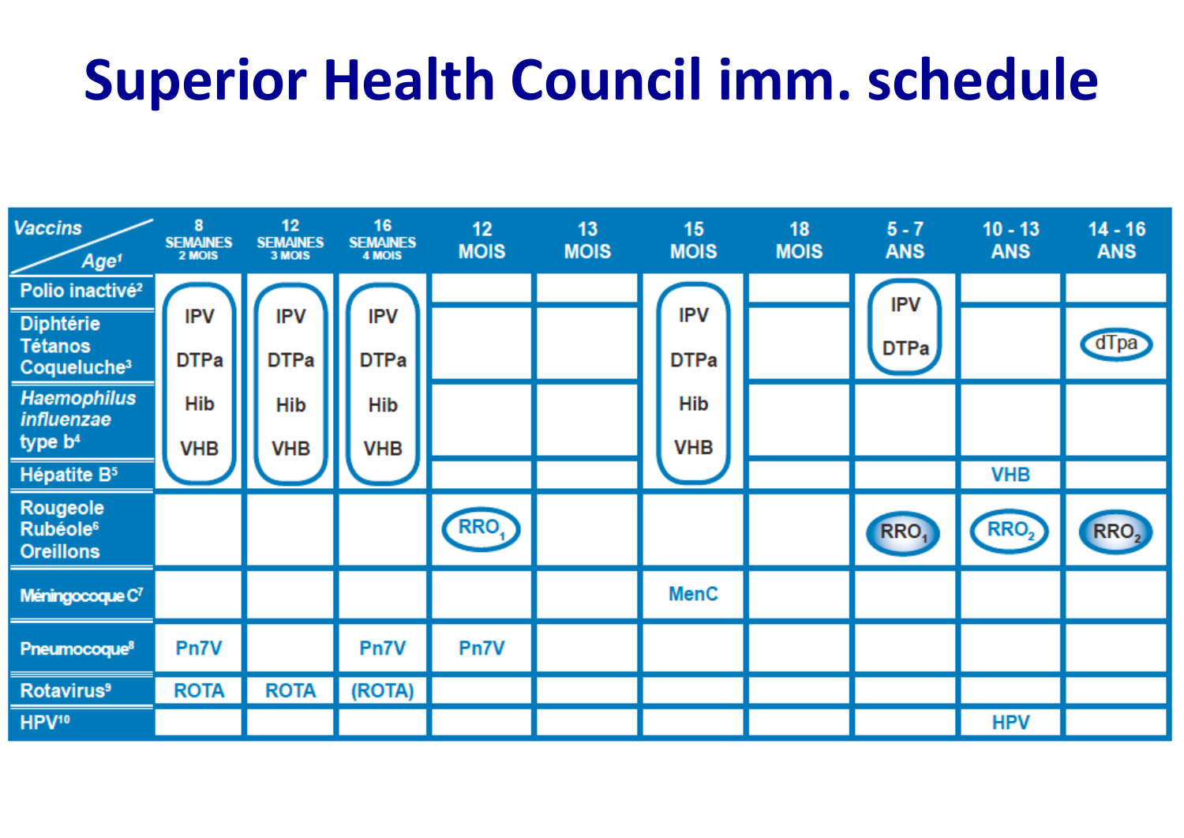# Superior Health Council imm. schedule

| Vaccins / Age[1] | 8 SEMAINES 2 MOIS | 12 SEMAINES 3 MOIS | 16 SEMAINES 4 MOIS | 12 MOIS | 13 MOIS | 15 MOIS | 18 MOIS | 5 - 7 ANS | 10 - 13 ANS | 14 - 16 ANS |
|---|---|---|---|---|---|---|---|---|---|---|
| Polio inactivé[2] | IPV | IPV | IPV | | | IPV | | IPV | | |
| Diphtérie Tétanos Coqueluche[3] | DTPa | DTPa | DTPa | | | DTPa | | DTPa | | dTpa |
| *Haemophilus influenzae* type b[4] | Hib | Hib | Hib | | | Hib | | | | |
| Hépatite B[5] | VHB | VHB | VHB | | | VHB | | | VHB | |
| Rougeole Rubéole[6] Oreillons | | | | RRO1 | | | | RRO1 | RRO2 | RRO2 |
| Méningocoque C[7] | | | | | | MenC | | | | |
| Pneumocoque[8] | Pn7V | | Pn7V | Pn7V | | | | | | |
| Rotavirus[9] | ROTA | ROTA | (ROTA) | | | | | | | |
| HPV[10] | | | | | | | | | HPV | |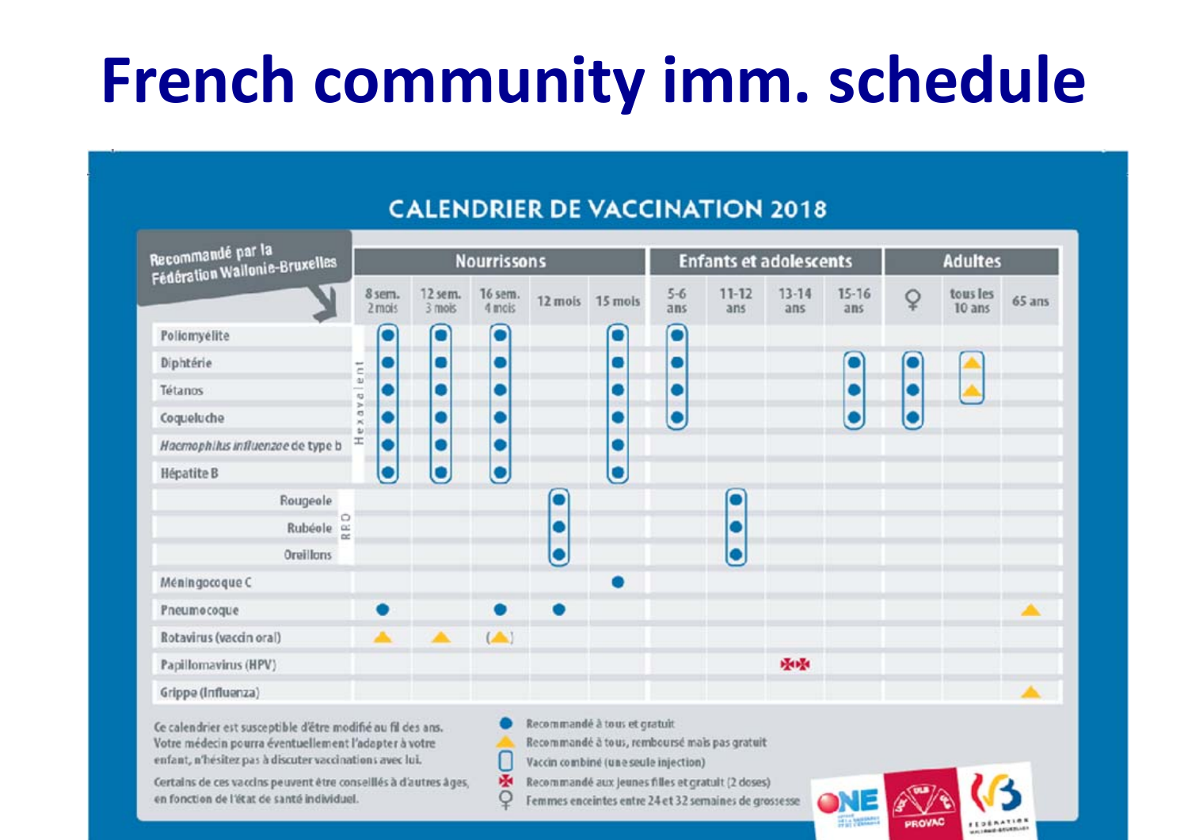# French community imm. schedule

## CALENDRIER DE VACCINATION 2018

Recommandé par la Fédération Wallonie-Bruxelles

| | Nourrissons | | | | | Enfants et adolescents | | | | Adultes | | |
|---|---|---|---|---|---|---|---|---|---|---|---|---|
| | 8 sem. 2 mois | 12 sem. 3 mois | 16 sem. 4 mois | 12 mois | 15 mois | 5-6 ans | 11-12 ans | 13-14 ans | 15-16 ans | ♀ | tous les 10 ans | 65 ans |
| Poliomyélite (Hexavalent) | ● | ● | ● | | ● | ● | | | | | | |
| Diphtérie (Hexavalent) | ● | ● | ● | | ● | ● | | | ● | ● | ▲ | |
| Tétanos (Hexavalent) | ● | ● | ● | | ● | ● | | | ● | ● | ▲ | |
| Coqueluche (Hexavalent) | ● | ● | ● | | ● | ● | | | ● | ● | | |
| *Haemophilus influenzae* de type b (Hexavalent) | ● | ● | ● | | ● | | | | | | | |
| Hépatite B (Hexavalent) | ● | ● | ● | | ● | | | | | | | |
| Rougeole (RRO) | | | | ● | | | ● | | | | | |
| Rubéole (RRO) | | | | ● | | | ● | | | | | |
| Oreillons (RRO) | | | | ● | | | ● | | | | | |
| Méningocoque C | | | | | ● | | | | | | | |
| Pneumocoque | ● | | ● | ● | | | | | | | | ▲ |
| Rotavirus (vaccin oral) | ▲ | ▲ | (▲) | | | | | | | | | |
| Papillomavirus (HPV) | | | | | | | | ✱✱ | | | | |
| Grippe (Influenza) | | | | | | | | | | | | ▲ |

Ce calendrier est susceptible d'être modifié au fil des ans. Votre médecin pourra éventuellement l'adapter à votre enfant, n'hésitez pas à discuter vaccinations avec lui.

Certains de ces vaccins peuvent être conseillés à d'autres âges, en fonction de l'état de santé individuel.

- ● Recommandé à tous et gratuit
- ▲ Recommandé à tous, remboursé mais pas gratuit
- ▯ Vaccin combiné (une seule injection)
- ✱ Recommandé aux jeunes filles et gratuit (2 doses)
- ♀ Femmes enceintes entre 24 et 32 semaines de grossesse

ONE · PROVAC · Fédération Wallonie-Bruxelles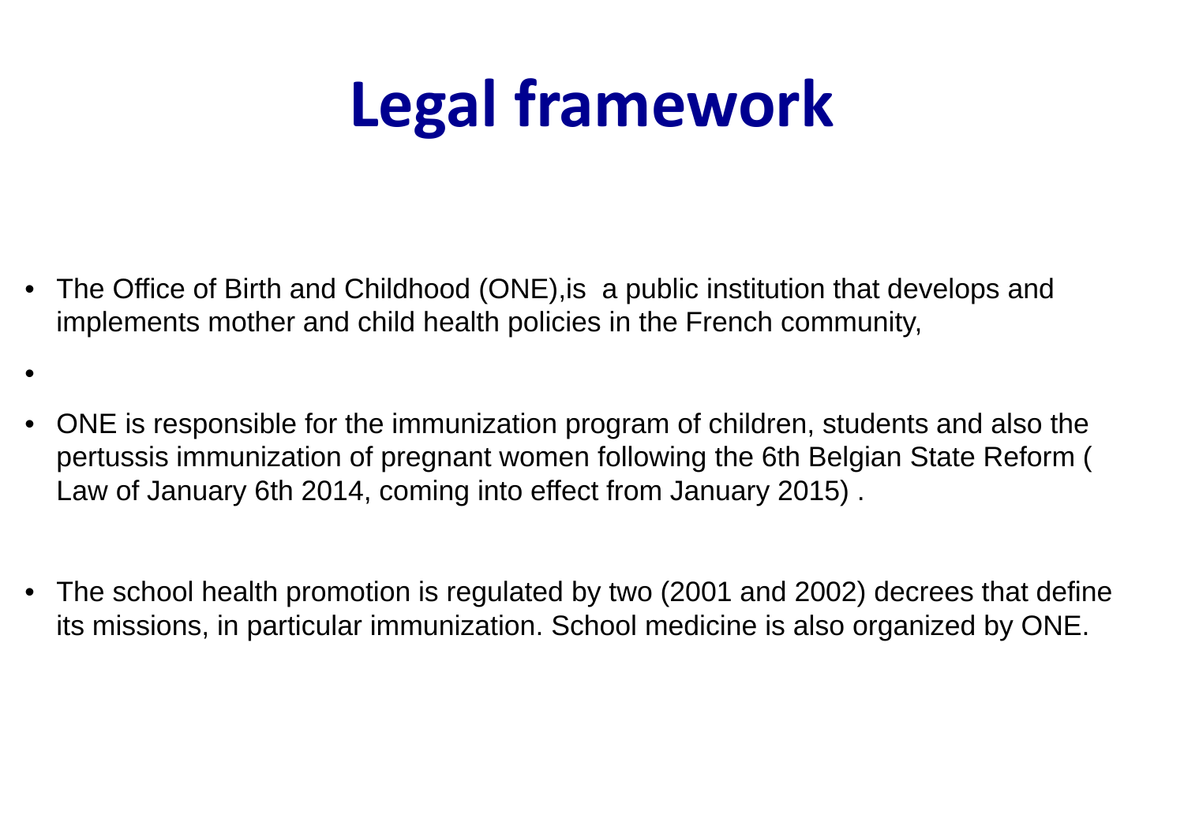# Legal framework

- The Office of Birth and Childhood (ONE),is  a public institution that develops and implements mother and child health policies in the French community,
- 
- ONE is responsible for the immunization program of children, students and also the pertussis immunization of pregnant women following the 6th Belgian State Reform ( Law of January 6th 2014, coming into effect from January 2015) .
- The school health promotion is regulated by two (2001 and 2002) decrees that define its missions, in particular immunization. School medicine is also organized by ONE.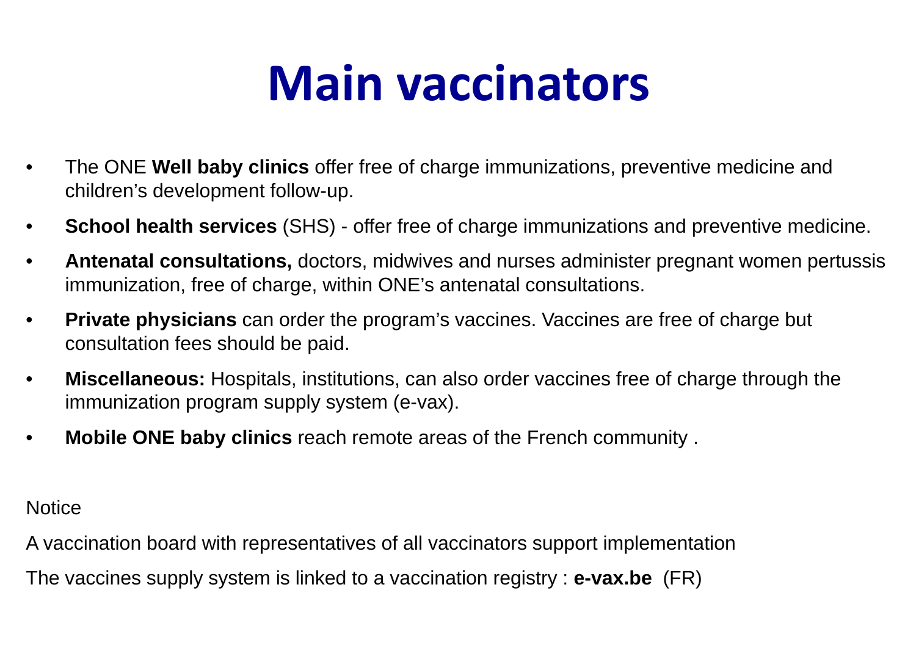# Main vaccinators

- The ONE **Well baby clinics** offer free of charge immunizations, preventive medicine and children's development follow-up.
- **School health services** (SHS) - offer free of charge immunizations and preventive medicine.
- **Antenatal consultations,** doctors, midwives and nurses administer pregnant women pertussis immunization, free of charge, within ONE's antenatal consultations.
- **Private physicians** can order the program's vaccines. Vaccines are free of charge but consultation fees should be paid.
- **Miscellaneous:** Hospitals, institutions, can also order vaccines free of charge through the immunization program supply system (e-vax).
- **Mobile ONE baby clinics** reach remote areas of the French community .

Notice

A vaccination board with representatives of all vaccinators support implementation

The vaccines supply system is linked to a vaccination registry : **e-vax.be** (FR)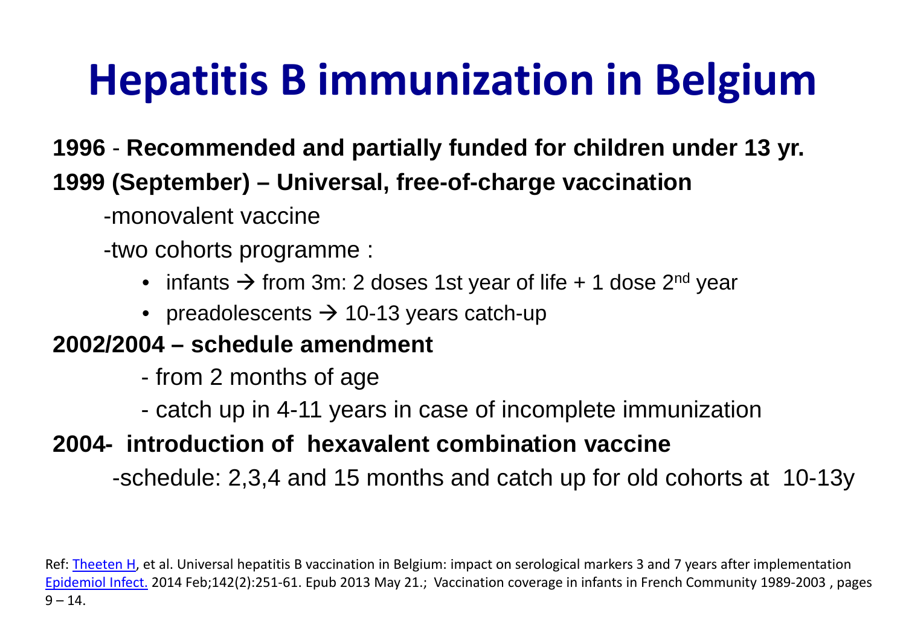# Hepatitis B immunization in Belgium

**1996** - **Recommended and partially funded for children under 13 yr.**

**1999 (September) – Universal, free-of-charge vaccination**

-monovalent vaccine

-two cohorts programme :

- infants → from 3m: 2 doses 1st year of life + 1 dose 2nd year
- preadolescents → 10-13 years catch-up

**2002/2004 – schedule amendment**

- from 2 months of age
- catch up in 4-11 years in case of incomplete immunization

**2004- introduction of hexavalent combination vaccine**

-schedule: 2,3,4 and 15 months and catch up for old cohorts at 10-13y

Ref: Theeten H, et al. Universal hepatitis B vaccination in Belgium: impact on serological markers 3 and 7 years after implementation Epidemiol Infect. 2014 Feb;142(2):251-61. Epub 2013 May 21.; Vaccination coverage in infants in French Community 1989-2003 , pages 9 – 14.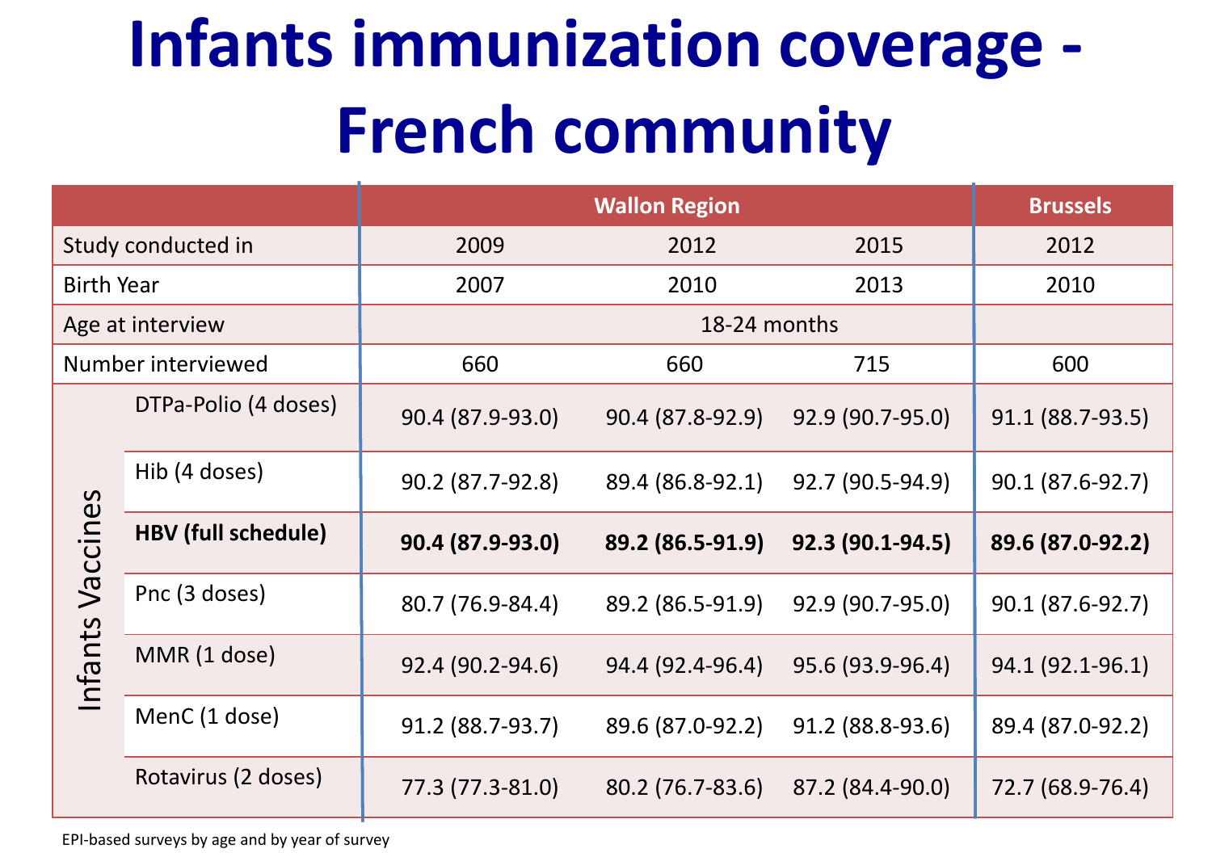# Infants immunization coverage - French community

| | | Wallon Region | | | Brussels |
|---|---|---|---|---|---|
| Study conducted in | | 2009 | 2012 | 2015 | 2012 |
| Birth Year | | 2007 | 2010 | 2013 | 2010 |
| Age at interview | | 18-24 months | | | |
| Number interviewed | | 660 | 660 | 715 | 600 |
| Infants Vaccines | DTPa-Polio (4 doses) | 90.4 (87.9-93.0) | 90.4 (87.8-92.9) | 92.9 (90.7-95.0) | 91.1 (88.7-93.5) |
| | Hib (4 doses) | 90.2 (87.7-92.8) | 89.4 (86.8-92.1) | 92.7 (90.5-94.9) | 90.1 (87.6-92.7) |
| | **HBV (full schedule)** | **90.4 (87.9-93.0)** | **89.2 (86.5-91.9)** | **92.3 (90.1-94.5)** | **89.6 (87.0-92.2)** |
| | Pnc (3 doses) | 80.7 (76.9-84.4) | 89.2 (86.5-91.9) | 92.9 (90.7-95.0) | 90.1 (87.6-92.7) |
| | MMR (1 dose) | 92.4 (90.2-94.6) | 94.4 (92.4-96.4) | 95.6 (93.9-96.4) | 94.1 (92.1-96.1) |
| | MenC (1 dose) | 91.2 (88.7-93.7) | 89.6 (87.0-92.2) | 91.2 (88.8-93.6) | 89.4 (87.0-92.2) |
| | Rotavirus (2 doses) | 77.3 (77.3-81.0) | 80.2 (76.7-83.6) | 87.2 (84.4-90.0) | 72.7 (68.9-76.4) |

EPI-based surveys by age and by year of survey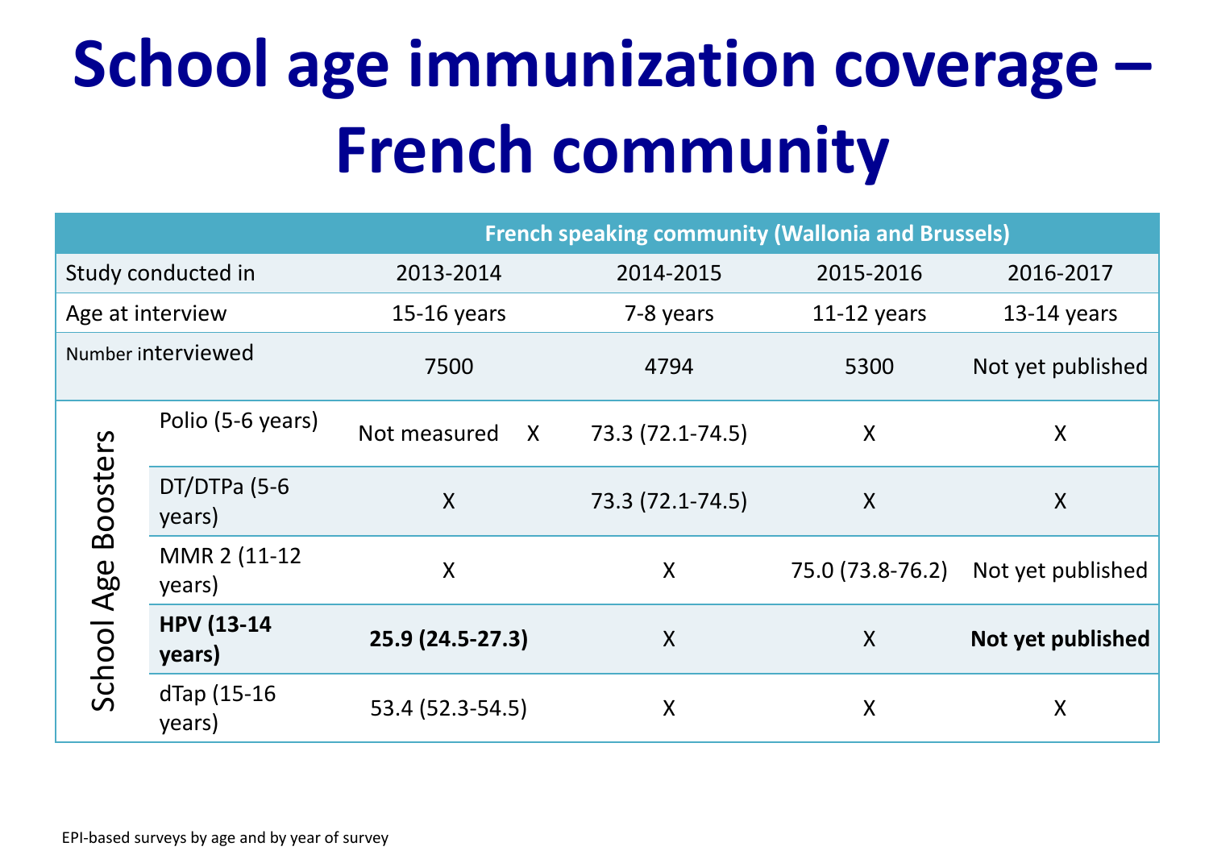# School age immunization coverage – French community

| | | French speaking community (Wallonia and Brussels) | | | |
|---|---|---|---|---|---|
| Study conducted in | | 2013-2014 | 2014-2015 | 2015-2016 | 2016-2017 |
| Age at interview | | 15-16 years | 7-8 years | 11-12 years | 13-14 years |
| Number interviewed | | 7500 | 4794 | 5300 | Not yet published |
| School Age Boosters | Polio (5-6 years) | Not measured X | 73.3 (72.1-74.5) | X | X |
| | DT/DTPa (5-6 years) | X | 73.3 (72.1-74.5) | X | X |
| | MMR 2 (11-12 years) | X | X | 75.0 (73.8-76.2) | Not yet published |
| | **HPV (13-14 years)** | **25.9 (24.5-27.3)** | X | X | **Not yet published** |
| | dTap (15-16 years) | 53.4 (52.3-54.5) | X | X | X |

EPI-based surveys by age and by year of survey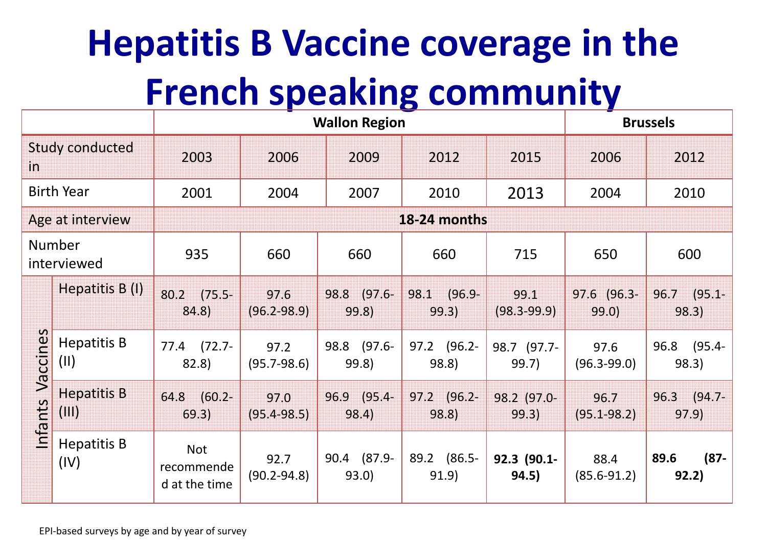# Hepatitis B Vaccine coverage in the French speaking community

| | | Wallon Region | | | | | Brussels | |
|---|---|---|---|---|---|---|---|---|
| Study conducted in | | 2003 | 2006 | 2009 | 2012 | 2015 | 2006 | 2012 |
| Birth Year | | 2001 | 2004 | 2007 | 2010 | 2013 | 2004 | 2010 |
| Age at interview | | 18-24 months | | | | | | |
| Number interviewed | | 935 | 660 | 660 | 660 | 715 | 650 | 600 |
| Infants Vaccines | Hepatitis B (I) | 80.2 (75.5-84.8) | 97.6 (96.2-98.9) | 98.8 (97.6-99.8) | 98.1 (96.9-99.3) | 99.1 (98.3-99.9) | 97.6 (96.3-99.0) | 96.7 (95.1-98.3) |
| | Hepatitis B (II) | 77.4 (72.7-82.8) | 97.2 (95.7-98.6) | 98.8 (97.6-99.8) | 97.2 (96.2-98.8) | 98.7 (97.7-99.7) | 97.6 (96.3-99.0) | 96.8 (95.4-98.3) |
| | Hepatitis B (III) | 64.8 (60.2-69.3) | 97.0 (95.4-98.5) | 96.9 (95.4-98.4) | 97.2 (96.2-98.8) | 98.2 (97.0-99.3) | 96.7 (95.1-98.2) | 96.3 (94.7-97.9) |
| | Hepatitis B (IV) | Not recommended at the time | 92.7 (90.2-94.8) | 90.4 (87.9-93.0) | 89.2 (86.5-91.9) | **92.3 (90.1-94.5)** | 88.4 (85.6-91.2) | **89.6 (87-92.2)** |

EPI-based surveys by age and by year of survey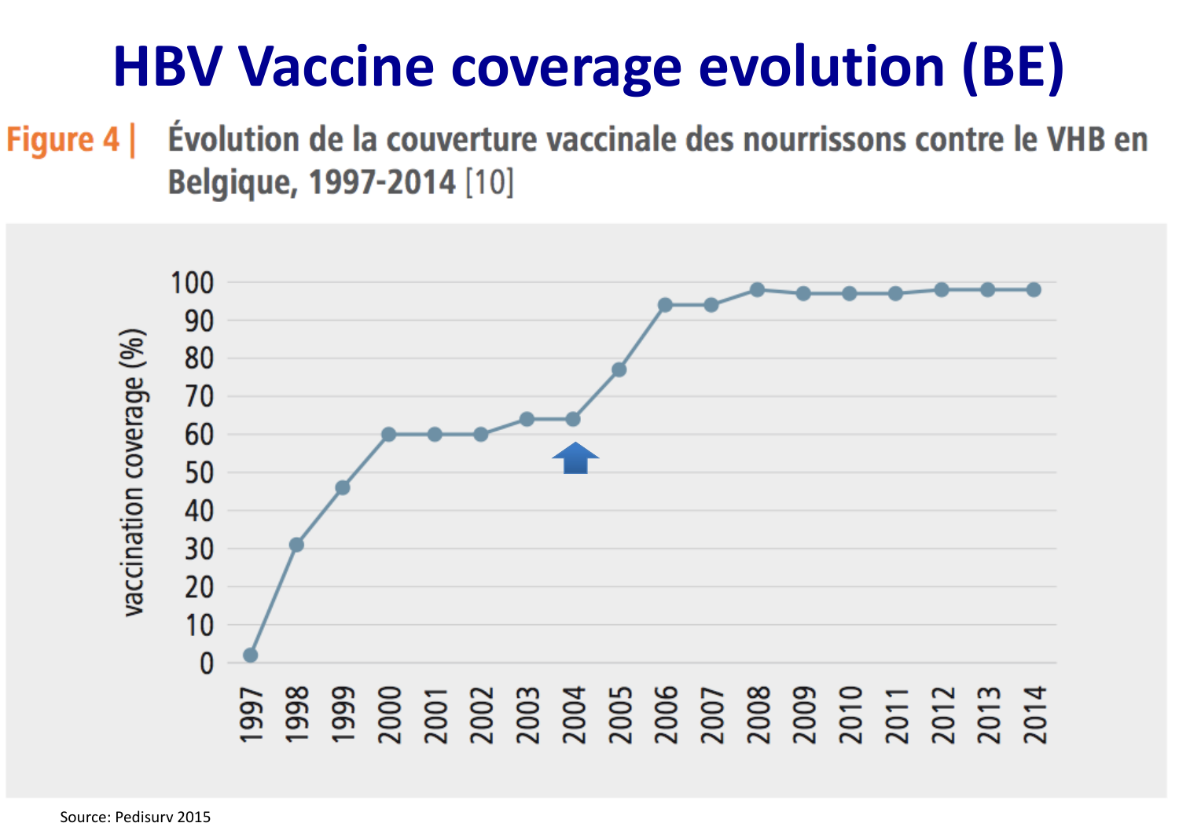# HBV Vaccine coverage evolution (BE)

**Figure 4 |** Évolution de la couverture vaccinale des nourrissons contre le VHB en Belgique, 1997-2014 [10]

Source: Pedisurv 2015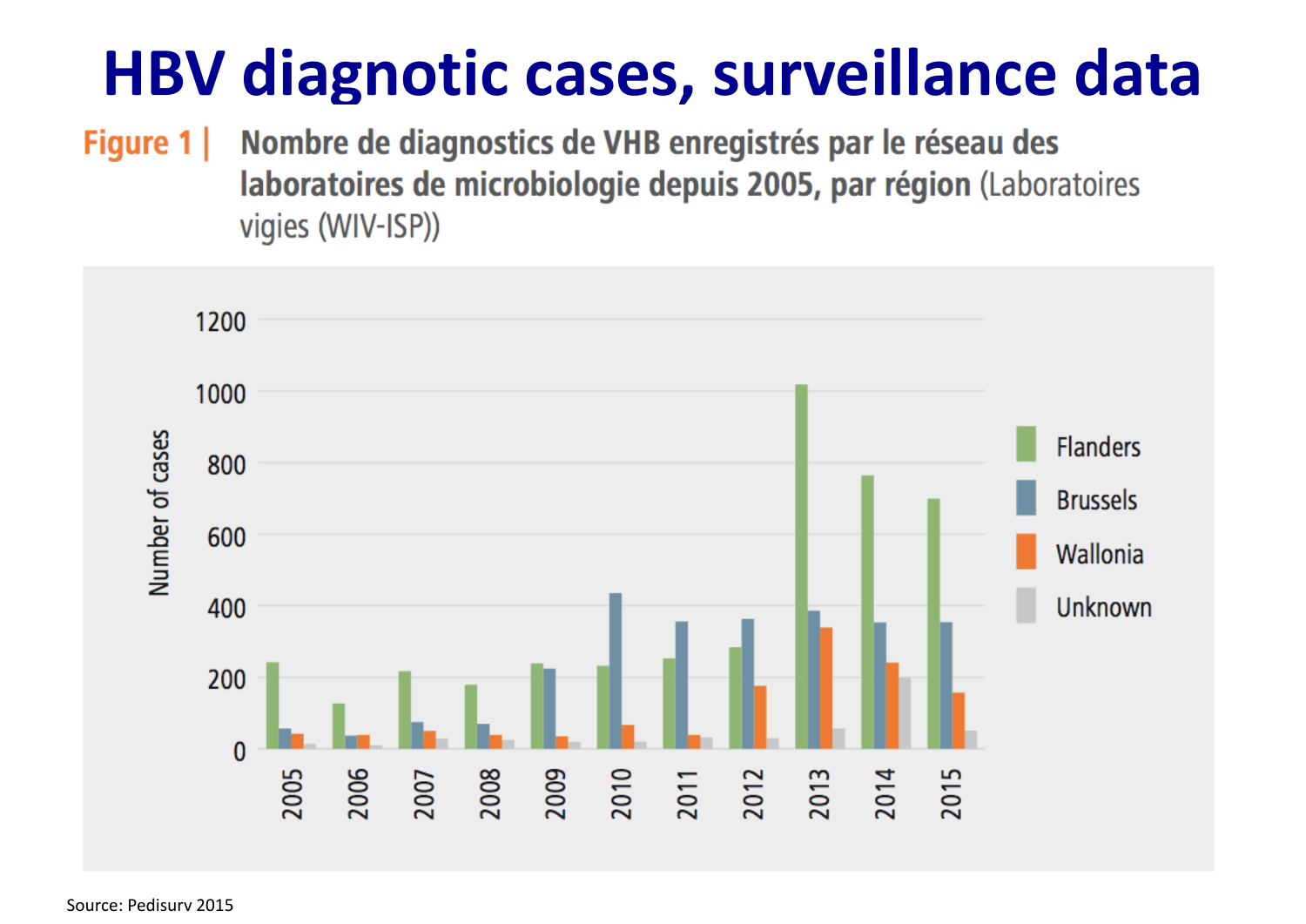# HBV diagnotic cases, surveillance data

**Figure 1 | Nombre de diagnostics de VHB enregistrés par le réseau des laboratoires de microbiologie depuis 2005, par région** (Laboratoires vigies (WIV-ISP))

Source: Pedisurv 2015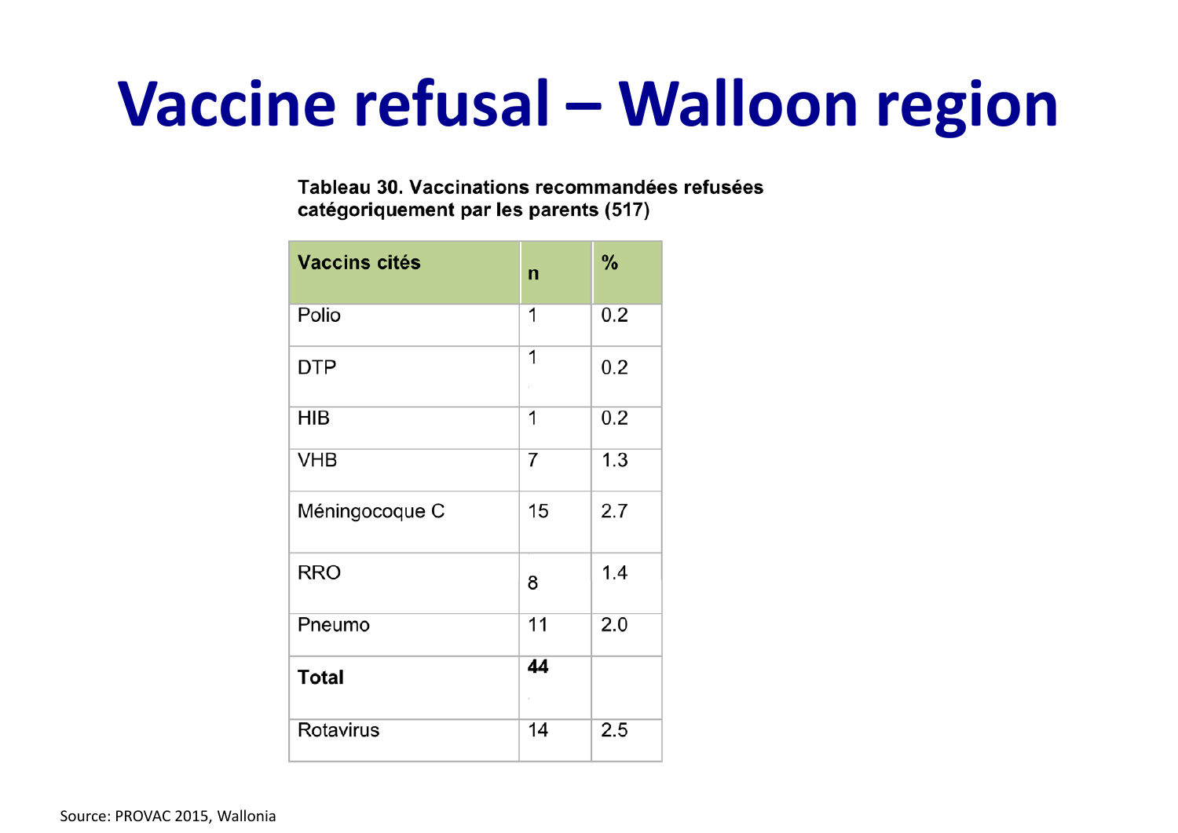# Vaccine refusal – Walloon region

**Tableau 30. Vaccinations recommandées refusées catégoriquement par les parents (517)**

| Vaccins cités | n | % |
|---|---|---|
| Polio | 1 | 0.2 |
| DTP | 1 | 0.2 |
| HIB | 1 | 0.2 |
| VHB | 7 | 1.3 |
| Méningocoque C | 15 | 2.7 |
| RRO | 8 | 1.4 |
| Pneumo | 11 | 2.0 |
| **Total** | **44** | |
| Rotavirus | 14 | 2.5 |

Source: PROVAC 2015, Wallonia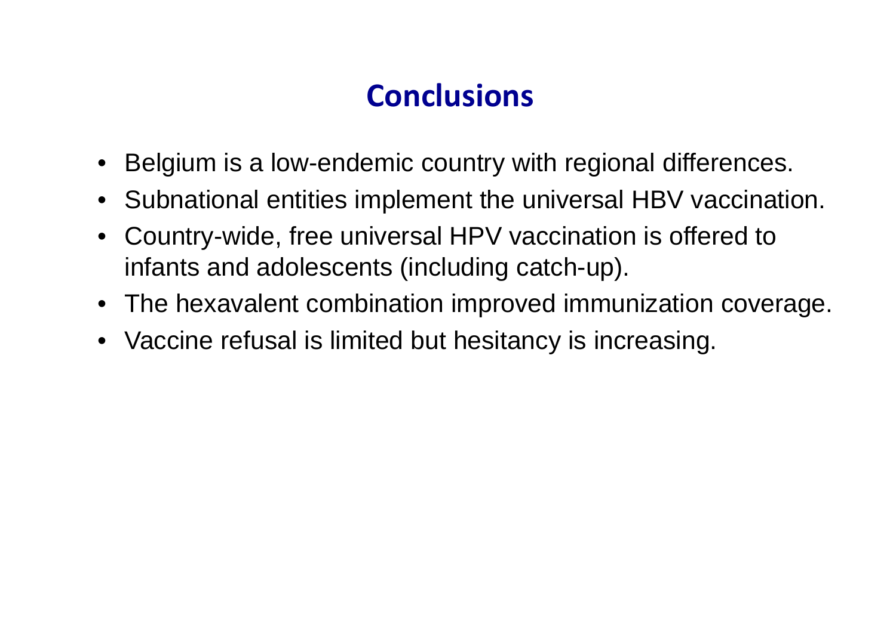# Conclusions

- Belgium is a low-endemic country with regional differences.
- Subnational entities implement the universal HBV vaccination.
- Country-wide, free universal HPV vaccination is offered to infants and adolescents (including catch-up).
- The hexavalent combination improved immunization coverage.
- Vaccine refusal is limited but hesitancy is increasing.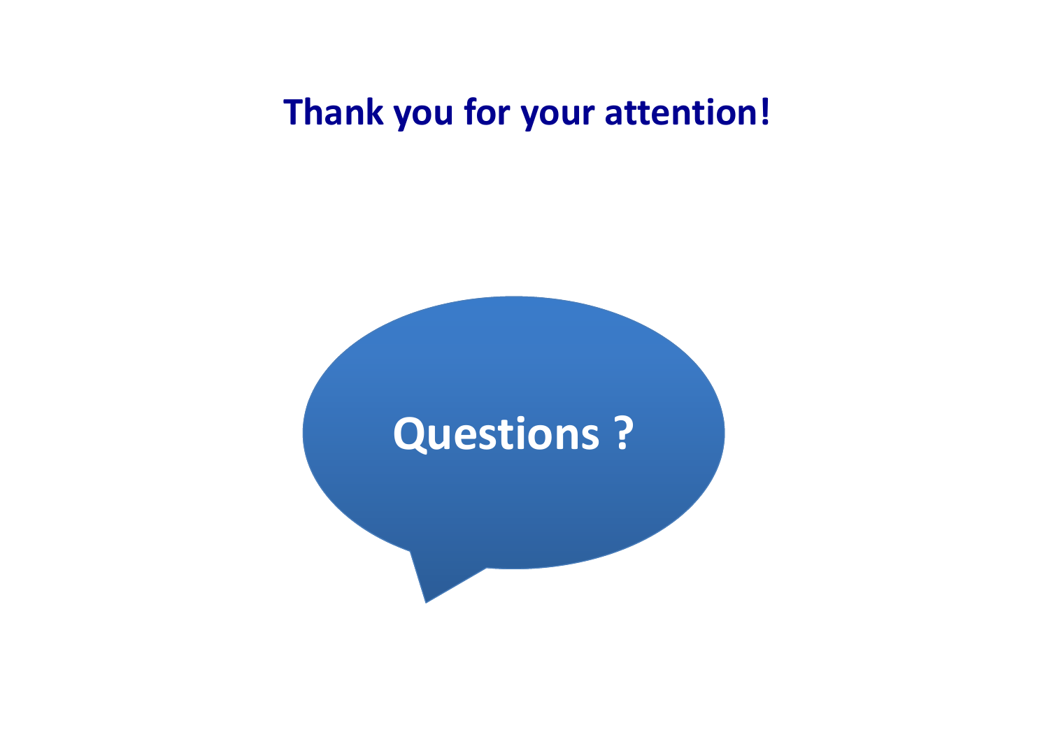**Thank you for your attention!**

**Questions ?**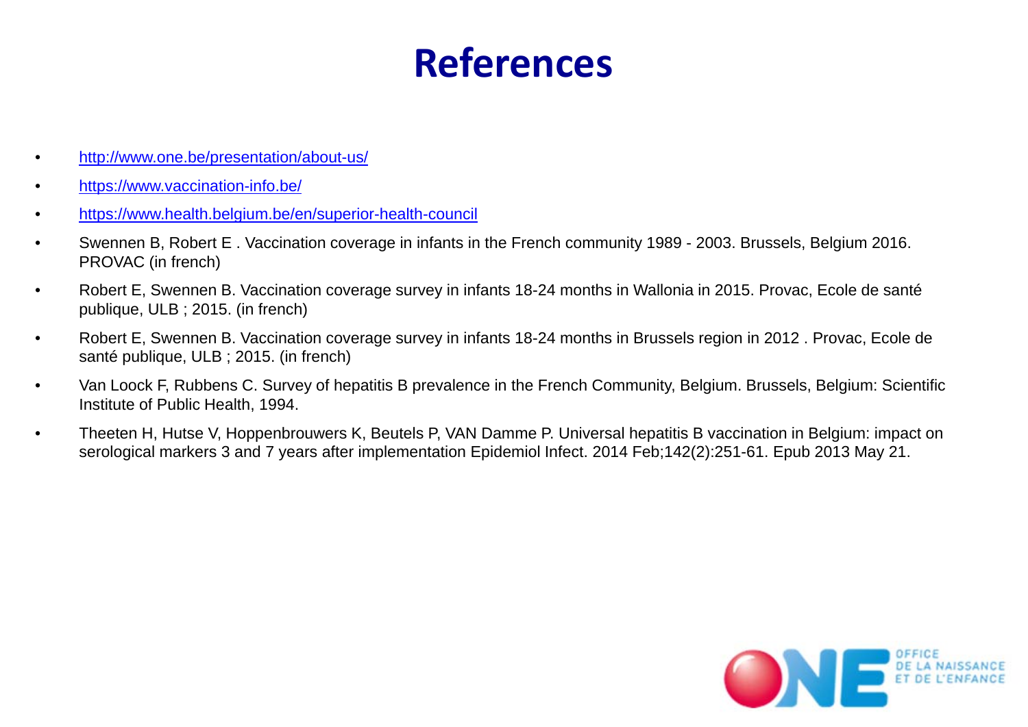# References

- http://www.one.be/presentation/about-us/
- https://www.vaccination-info.be/
- https://www.health.belgium.be/en/superior-health-council
- Swennen B, Robert E . Vaccination coverage in infants in the French community 1989 - 2003. Brussels, Belgium 2016. PROVAC (in french)
- Robert E, Swennen B. Vaccination coverage survey in infants 18-24 months in Wallonia in 2015. Provac, Ecole de santé publique, ULB ; 2015. (in french)
- Robert E, Swennen B. Vaccination coverage survey in infants 18-24 months in Brussels region in 2012 . Provac, Ecole de santé publique, ULB ; 2015. (in french)
- Van Loock F, Rubbens C. Survey of hepatitis B prevalence in the French Community, Belgium. Brussels, Belgium: Scientific Institute of Public Health, 1994.
- Theeten H, Hutse V, Hoppenbrouwers K, Beutels P, VAN Damme P. Universal hepatitis B vaccination in Belgium: impact on serological markers 3 and 7 years after implementation Epidemiol Infect. 2014 Feb;142(2):251-61. Epub 2013 May 21.